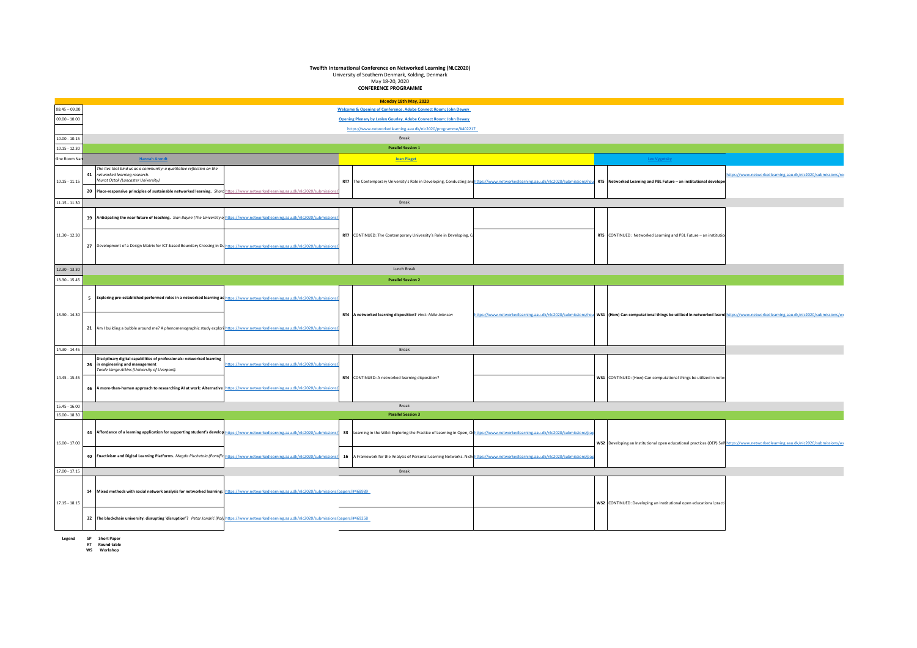**Twelfth International Conference on Networked Learning (NLC2020)**
University of Southern Denmark, Kolding, Denmark
May 18-20, 2020
**CONFERENCE PROGRAMME**

**Monday 18th May, 2020**

| | | | | | | | | |
|---|---|---|---|---|---|---|---|---|
| 08.45 – 09.00 | **Welcome & Opening of Conference. Adobe Connect Room: John Dewey** | | | | | | | |
| 09.00 - 10.00 | **Opening Plenary by Lesley Gourlay. Adobe Connect Room: John Dewey** https://www.networkedlearning.aau.dk/nlc2020/programme/#402217 | | | | | | | |
| 10.00 - 10.15 | Break | | | | | | | |
| 10.15 - 12.30 | **Parallel Session 1** | | | | | | | |
| nline Room Nan | **Hannah Arendt** | | | **Jean Piaget** | | | **Lev Vygotsky** | |
| 10.15 - 11.15 | 41 | *The ties that bind us as a community: a qualitative reflection on the networked learning research.* *Murat Oztok (Lancaster University).* | | RT7 | The Contemporary University's Role in Developing, Conducting and | https://www.networkedlearning.aau.dk/nlc2020/submissions/rou | RT5 | **Networked Learning and PBL Future – an institutional developm** | https://www.networkedlearning.aau.dk/nlc2020/submissions/ro |
| | 20 | **Place-responsive principles of sustainable networked learning.** *Shard* | https://www.networkedlearning.aau.dk/nlc2020/submissions/ | | | | | | |
| 11.15 - 11.30 | Break | | | | | | | |
| 11.30 - 12.30 | 39 | **Anticipating the near future of teaching.** *Sian Bayne (The University o* | https://www.networkedlearning.aau.dk/nlc2020/submissions/ | RT7 | CONTINUED: The Contemporary University's Role in Developing, C | | RT5 | CONTINUED: Networked Learning and PBL Future – an institutio | |
| | 27 | Development of a Design Matrix for ICT-based Boundary Crossing in D | https://www.networkedlearning.aau.dk/nlc2020/submissions/ | | | | | | |
| 12.30 - 13.30 | Lunch Break | | | | | | | |
| 13.30 - 15.45 | **Parallel Session 2** | | | | | | | |
| 13.30 - 14.30 | 5 | **Exploring pre-established performed roles in a networked learning ac** | https://www.networkedlearning.aau.dk/nlc2020/submissions/ | RT4 | **A networked learning disposition?** *Host: Mike Johnson* | https://www.networkedlearning.aau.dk/nlc2020/submissions/rou | WS1 | **(How) Can computational things be utilized in networked learni** | https://www.networkedlearning.aau.dk/nlc2020/submissions/w |
| | 21 | Am I building a bubble around me? A phenomenographic study explori | https://www.networkedlearning.aau.dk/nlc2020/submissions/ | | | | | | |
| 14.30 - 14.45 | Break | | | | | | | |
| 14.45 - 15.45 | 26 | **Disciplinary digital capabilities of professionals: networked learning in engineering and management** *Tunde Varga Atkins (University of Liverpool).* | https://www.networkedlearning.aau.dk/nlc2020/submissions/ | RT4 | CONTINUED: A networked learning disposition? | | WS1 | CONTINUED: (How) Can computational things be utilized in netw | |
| | 46 | **A more-than-human approach to researching AI at work: Alternative** | https://www.networkedlearning.aau.dk/nlc2020/submissions/ | | | | | | |
| 15.45 - 16.00 | Break | | | | | | | |
| 16.00 - 18.30 | **Parallel Session 3** | | | | | | | |
| 16.00 - 17.00 | 44 | **Affordance of a learning application for supporting student's develop** | https://www.networkedlearning.aau.dk/nlc2020/submissions/ | 33 | Learning in the Wild: Exploring the Practice of Learning in Open, O | https://www.networkedlearning.aau.dk/nlc2020/submissions/pap | WS2 | Developing an Institutional open educational practices (OEP) Self | https://www.networkedlearning.aau.dk/nlc2020/submissions/w |
| | 40 | **Enactivism and Digital Learning Platforms.** *Magda Pischetola (Pontific* | https://www.networkedlearning.aau.dk/nlc2020/submissions/ | 16 | A Framework for the Analysis of Personal Learning Networks. Nich | https://www.networkedlearning.aau.dk/nlc2020/submissions/pap | | | |
| 17.00 - 17.15 | Break | | | | | | | |
| 17.15 - 18.15 | 14 | **Mixed methods with social network analysis for networked learning:** https://www.networkedlearning.aau.dk/nlc2020/submissions/papers/#468989 | | | | | WS2 | CONTINUED: Developing an Institutional open educational practi | |
| | 32 | **The blockchain university: disrupting 'disruption'?** *Petar Jandrić (Poly* https://www.networkedlearning.aau.dk/nlc2020/submissions/papers/#469258 | | | | | | | |

**Legend**
**SP** Short Paper
**RT** Round-table
**WS** Workshop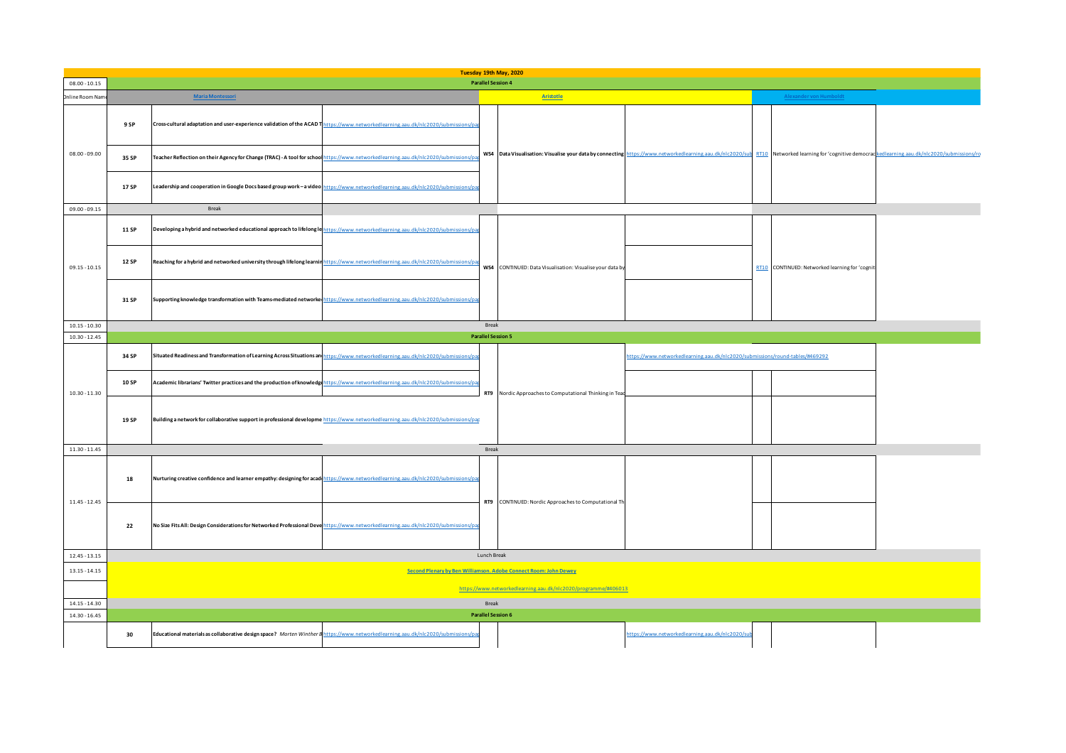| Tuesday 19th May, 2020 | | | | | | | | | |
|---|---|---|---|---|---|---|---|---|---|
| 08.00 - 10.15 | Parallel Session 4 | | | | | | | | |
| Online Room Name | Maria Montessori | | | Aristotle | | | Alexander von Humboldt | | |
| 08.00 - 09.00 | 9 SP | Cross-cultural adaptation and user-experience validation of the ACAD T | https://www.networkedlearning.aau.dk/nlc2020/submissions/pap | WS4 | Data Visualisation: Visualise your data by connecting | https://www.networkedlearning.aau.dk/nlc2020/sub | RT10 | Networked learning for 'cognitive democrac | kedlearning.aau.dk/nlc2020/submissions/ro |
| | 35 SP | Teacher Reflection on their Agency for Change (TRAC) - A tool for school | https://www.networkedlearning.aau.dk/nlc2020/submissions/pap | | | | | | |
| | 17 SP | Leadership and cooperation in Google Docs based group work – a video | https://www.networkedlearning.aau.dk/nlc2020/submissions/pap | | | | | | |
| 09.00 - 09.15 | | Break | | | | | | | |
| 09.15 - 10.15 | 11 SP | Developing a hybrid and networked educational approach to lifelong le | https://www.networkedlearning.aau.dk/nlc2020/submissions/pap | WS4 | CONTINUED: Data Visualisation: Visualise your data by | | RT10 | CONTINUED: Networked learning for 'cognit | |
| | 12 SP | Reaching for a hybrid and networked university through lifelong learnin | https://www.networkedlearning.aau.dk/nlc2020/submissions/pap | | | | | | |
| | 31 SP | Supporting knowledge transformation with Teams-mediated networke | https://www.networkedlearning.aau.dk/nlc2020/submissions/pap | | | | | | |
| 10.15 - 10.30 | Break | | | | | | | | |
| 10.30 - 12.45 | Parallel Session 5 | | | | | | | | |
| 10.30 - 11.30 | 34 SP | Situated Readiness and Transformation of Learning Across Situations an | https://www.networkedlearning.aau.dk/nlc2020/submissions/pap | RT9 | Nordic Approaches to Computational Thinking in Teac | https://www.networkedlearning.aau.dk/nlc2020/submissions/round-tables/#469292 | | | |
| | 10 SP | Academic librarians' Twitter practices and the production of knowledge | https://www.networkedlearning.aau.dk/nlc2020/submissions/pap | | | | | | |
| | 19 SP | Building a network for collaborative support in professional developme | https://www.networkedlearning.aau.dk/nlc2020/submissions/pap | | | | | | |
| 11.30 - 11.45 | Break | | | | | | | | |
| 11.45 - 12.45 | 18 | Nurturing creative confidence and learner empathy: designing for acad | https://www.networkedlearning.aau.dk/nlc2020/submissions/pap | RT9 | CONTINUED: Nordic Approaches to Computational Th | | | | |
| | 22 | No Size Fits All: Design Considerations for Networked Professional Deve | https://www.networkedlearning.aau.dk/nlc2020/submissions/pap | | | | | | |
| 12.45 - 13.15 | Lunch Break | | | | | | | | |
| 13.15 - 14.15 | Second Plenary by Ben Williamson. Adobe Connect Room: John Dewey | | | | | | | | |
| | https://www.networkedlearning.aau.dk/nlc2020/programme/#406013 | | | | | | | | |
| 14.15 - 14.30 | Break | | | | | | | | |
| 14.30 - 16.45 | Parallel Session 6 | | | | | | | | |
| | 30 | Educational materials as collaborative design space? *Morten Winther B* | https://www.networkedlearning.aau.dk/nlc2020/submissions/pap | | | https://www.networkedlearning.aau.dk/nlc2020/sub | | | |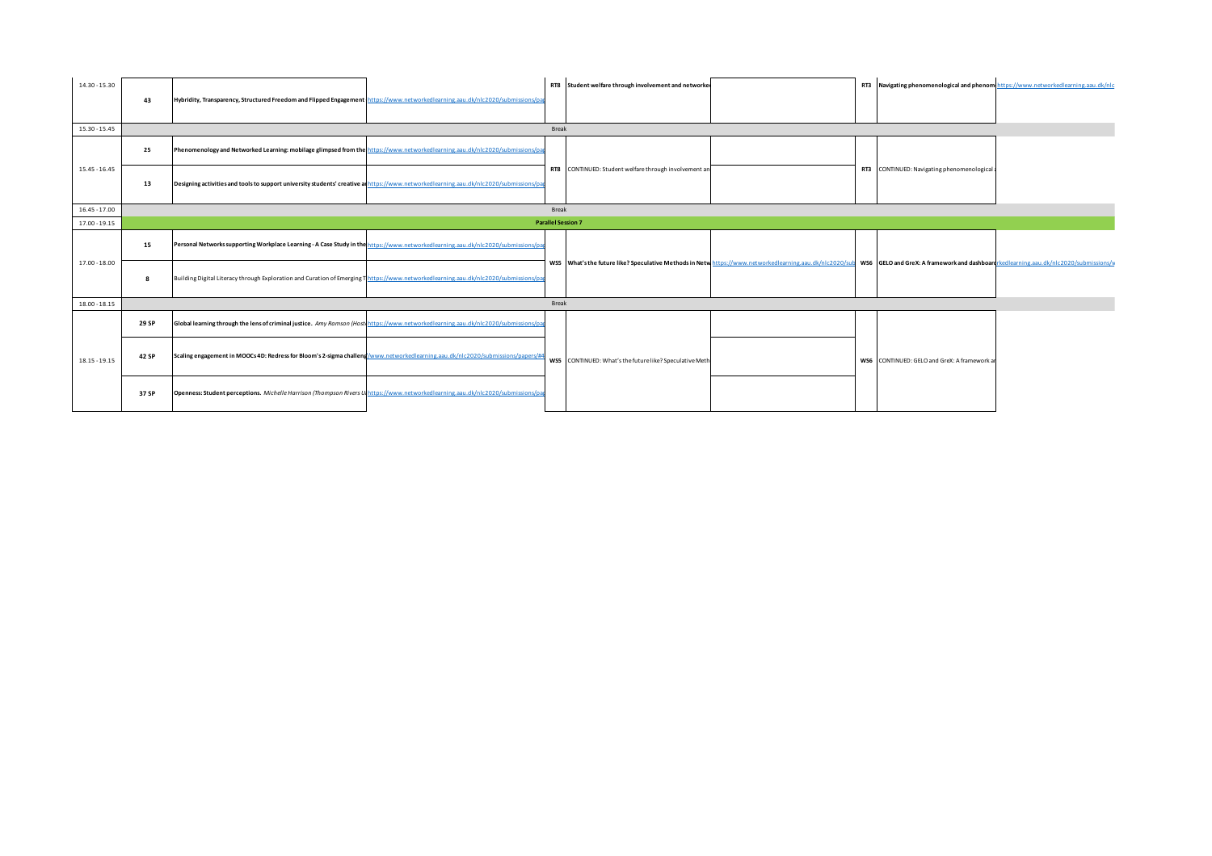| | | | | | | | | | |
|---|---|---|---|---|---|---|---|---|---|
| 14.30 - 15.30 | 43 | Hybridity, Transparency, Structured Freedom and Flipped Engagement | https://www.networkedlearning.aau.dk/nlc2020/submissions/pa | RT8 | Student welfare through involvement and networke | | RT3 | Navigating phenomenological and phenom | https://www.networkedlearning.aau.dk/nlc |
| 15.30 - 15.45 | | | | Break | | | | | |
| 15.45 - 16.45 | 25 | Phenomenology and Networked Learning: mobilage glimpsed from the | https://www.networkedlearning.aau.dk/nlc2020/submissions/pa | RT8 | CONTINUED: Student welfare through involvement an | | RT3 | CONTINUED: Navigating phenomenological | |
| | 13 | Designing activities and tools to support university students' creative a | https://www.networkedlearning.aau.dk/nlc2020/submissions/pa | | | | | | |
| 16.45 - 17.00 | | | | Break | | | | | |
| 17.00 - 19.15 | | | | **Parallel Session 7** | | | | | |
| 17.00 - 18.00 | 15 | Personal Networks supporting Workplace Learning - A Case Study in the | https://www.networkedlearning.aau.dk/nlc2020/submissions/pa | WS5 | What's the future like? Speculative Methods in Netw | https://www.networkedlearning.aau.dk/nlc2020/sub | WS6 | GELO and GreX: A framework and dashboar | rkedlearning.aau.dk/nlc2020/submissions/ |
| | 8 | Building Digital Literacy through Exploration and Curation of Emerging T | https://www.networkedlearning.aau.dk/nlc2020/submissions/pa | | | | | | |
| 18.00 - 18.15 | | | | Break | | | | | |
| 18.15 - 19.15 | 29 SP | Global learning through the lens of criminal justice. *Amy Ramson (Host* | https://www.networkedlearning.aau.dk/nlc2020/submissions/pa | WS5 | CONTINUED: What's the future like? Speculative Meth | | WS6 | CONTINUED: GELO and GreX: A framework a | |
| | 42 SP | Scaling engagement in MOOCs 4D: Redress for Bloom's 2-sigma challeng | /www.networkedlearning.aau.dk/nlc2020/submissions/papers/# | | | | | | |
| | 37 SP | Openness: Student perceptions. *Michelle Harrison (Thompson Rivers U* | https://www.networkedlearning.aau.dk/nlc2020/submissions/pa | | | | | | |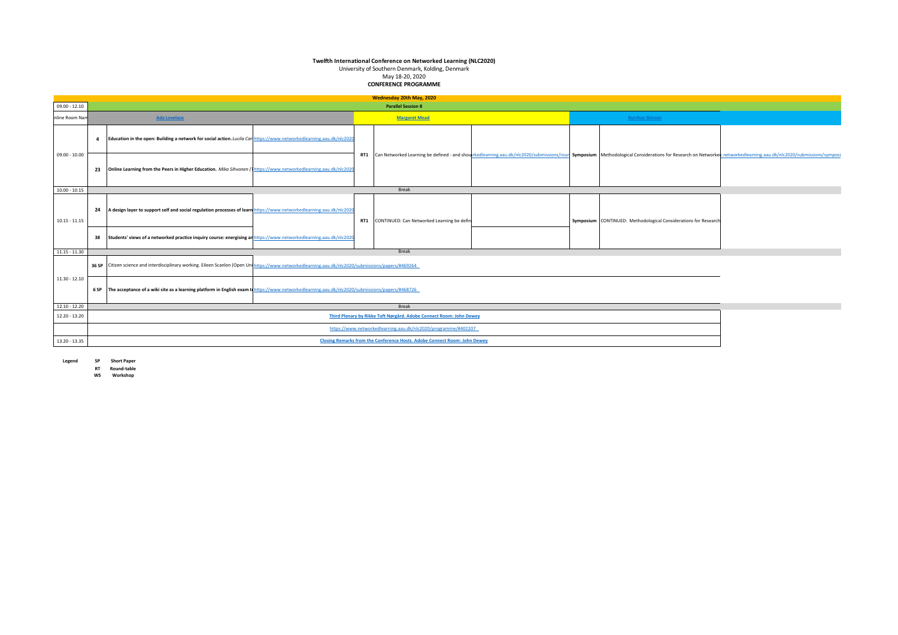**Twelfth International Conference on Networked Learning (NLC2020)**
University of Southern Denmark, Kolding, Denmark
May 18-20, 2020
**CONFERENCE PROGRAMME**

| | | | | | | | | | | |
|---|---|---|---|---|---|---|---|---|---|---|
| | **Wednesday 20th May, 2020** | | | | | | | | | |
| 09.00 - 12.10 | **Parallel Session 8** | | | | | | | | | |
| nline Room Nam | **Ada Lovelace** | | | **Margaret Mead** | | | **Burrhus Skinner** | | | |
| 09.00 - 10.00 | 4 | **Education in the open: Building a network for social action.** *Lucila Car* | https://www.networkedlearning.aau.dk/nlc2020 | RT1 | Can Networked Learning be defined - and shou | rkedlearning.aau.dk/nlc2020/submissions/roun | Symposium | Methodological Considerations for Research on Networke | .networkedlearning.aau.dk/nlc2020/submissions/symposi | |
| | 23 | **Online Learning from the Peers in Higher Education.** *Mika Sihvonen (* | https://www.networkedlearning.aau.dk/nlc2020 | | | | | | | |
| 10.00 - 10.15 | Break | | | | | | | | | |
| 10.15 - 11.15 | 24 | **A design layer to support self and social regulation processes of learn** | https://www.networkedlearning.aau.dk/nlc2020 | RT1 | CONTINUED: Can Networked Learning be defin | | Symposium | CONTINUED: Methodological Considerations for Research | | |
| | 38 | **Students' views of a networked practice inquiry course: energising an** | https://www.networkedlearning.aau.dk/nlc2020 | | | | | | | |
| 11.15 - 11.30 | Break | | | | | | | | | |
| 11.30 - 12.10 | 36 SP | Citizen science and interdisciplinary working. Eileen Scanlon (Open Uni | https://www.networkedlearning.aau.dk/nlc2020/submissions/papers/#469264 | | | | | | | |
| | 6 SP | **The acceptance of a wiki site as a learning platform in English exam t** | https://www.networkedlearning.aau.dk/nlc2020/submissions/papers/#468726 | | | | | | | |
| 12.10 - 12.20 | Break | | | | | | | | | |
| 12.20 - 13.20 | **Third Plenary by Rikke Toft Nørgård. Adobe Connect Room: John Dewey** | | | | | | | | | |
| | https://www.networkedlearning.aau.dk/nlc2020/programme/#402207 | | | | | | | | | |
| 13.20 - 13.35 | **Closing Remarks from the Conference Hosts. Adobe Connect Room: John Dewey** | | | | | | | | | |

**Legend**
- **SP** Short Paper
- **RT** Round-table
- **WS** Workshop